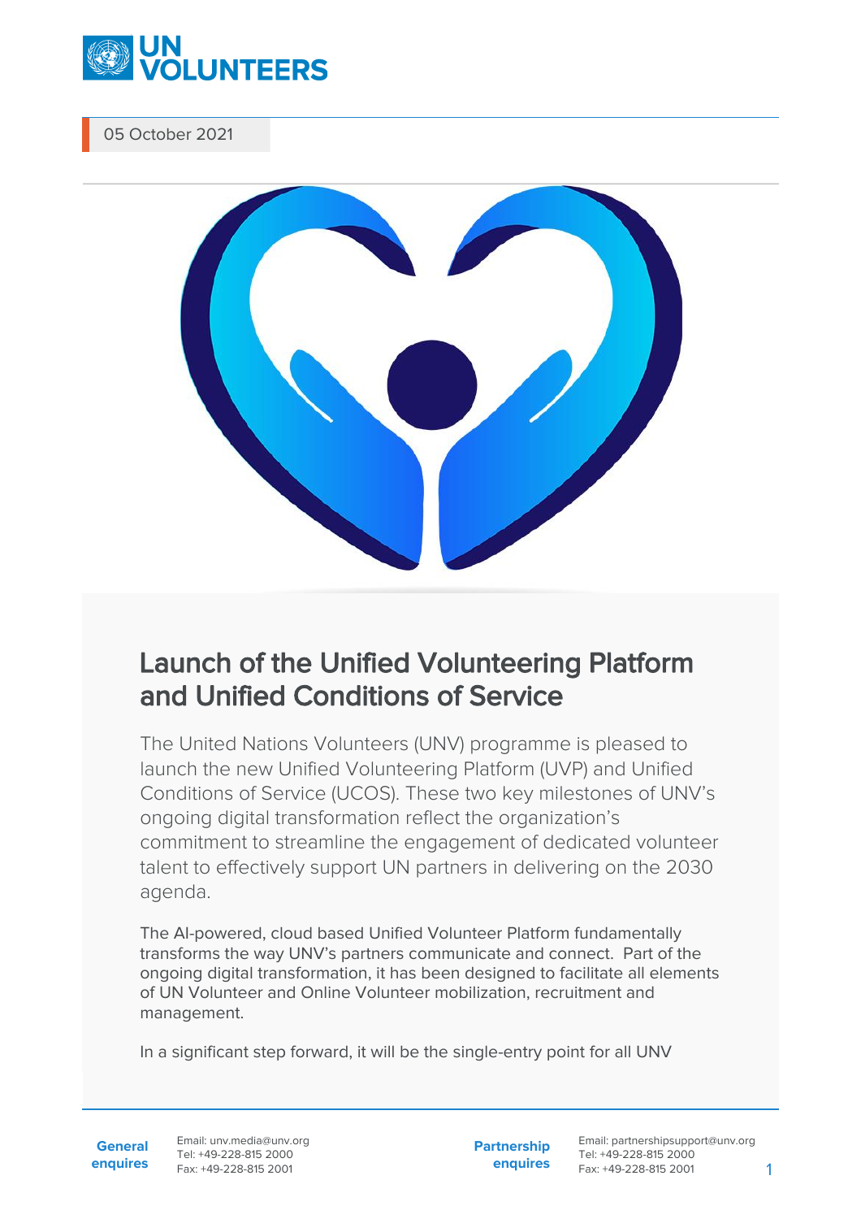05 October 2021

# Launch of the Unified Volunteering Platform and Unified Conditions of Service

The United Nations Volunteers (UNV) programme is pleased to launch the new Unified Volunteering Platform (UVP) and Unified Conditions of Service (UCOS). These two key milestones of UNV's ongoing digital transformation reflect the organization's commitment to streamline the engagement of dedicated volunteer talent to effectively support UN partners in delivering on the 2030 agenda.

The AI-powered, cloud based Unified Volunteer Platform fundamentally transforms the way UNV's partners communicate and connect. Part of the ongoing digital transformation, it has been designed to facilitate all elements of UN Volunteer and Online Volunteer mobilization, recruitment and management.

In a significant step forward, it will be the single-entry point for all UNV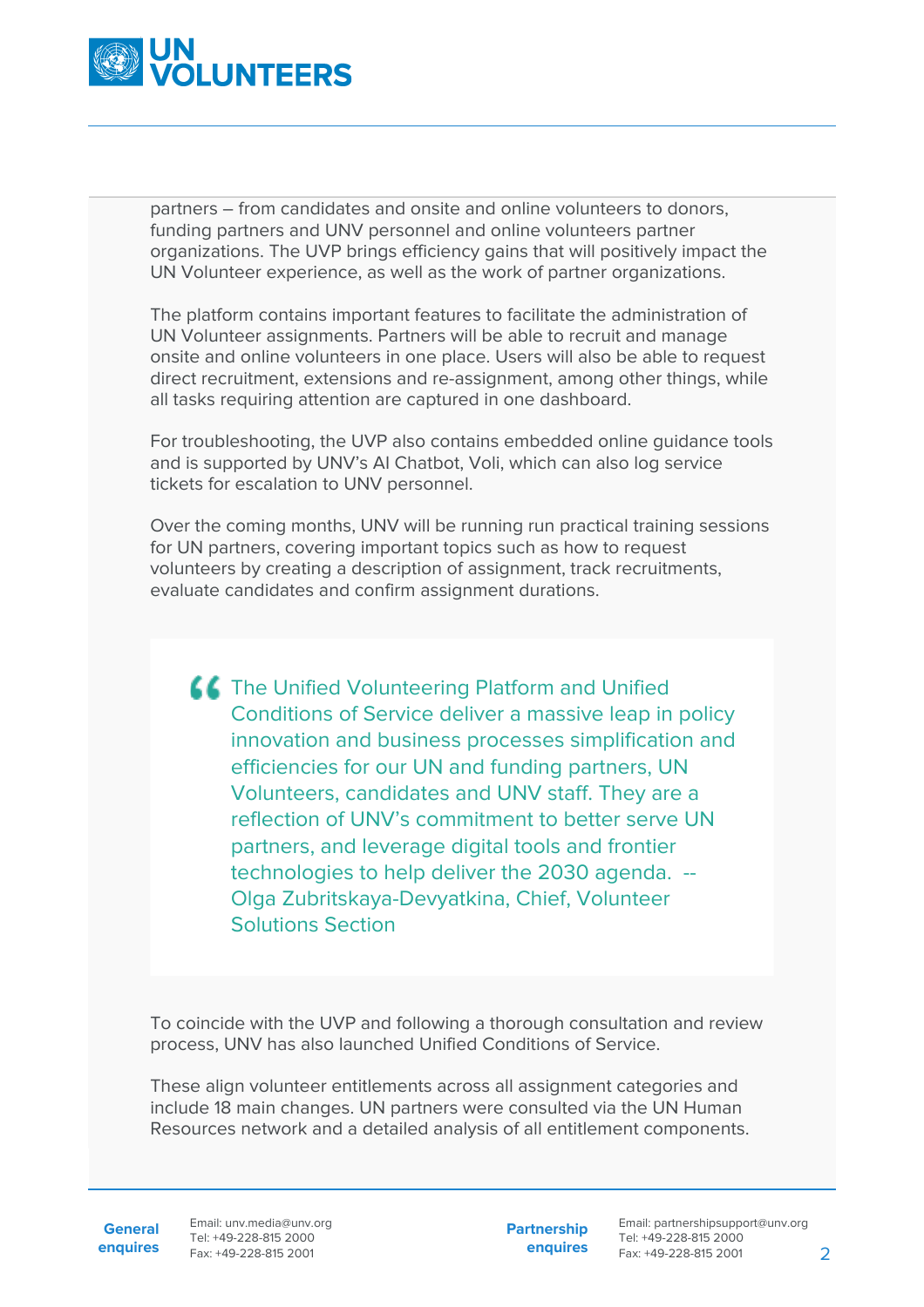partners – from candidates and onsite and online volunteers to donors, funding partners and UNV personnel and online volunteers partner organizations. The UVP brings efficiency gains that will positively impact the UN Volunteer experience, as well as the work of partner organizations.

The platform contains important features to facilitate the administration of UN Volunteer assignments. Partners will be able to recruit and manage onsite and online volunteers in one place. Users will also be able to request direct recruitment, extensions and re-assignment, among other things, while all tasks requiring attention are captured in one dashboard.

For troubleshooting, the UVP also contains embedded online guidance tools and is supported by UNV's AI Chatbot, Voli, which can also log service tickets for escalation to UNV personnel.

Over the coming months, UNV will be running run practical training sessions for UN partners, covering important topics such as how to request volunteers by creating a description of assignment, track recruitments, evaluate candidates and confirm assignment durations.

> The Unified Volunteering Platform and Unified Conditions of Service deliver a massive leap in policy innovation and business processes simplification and efficiencies for our UN and funding partners, UN Volunteers, candidates and UNV staff. They are a reflection of UNV's commitment to better serve UN partners, and leverage digital tools and frontier technologies to help deliver the 2030 agenda. -- Olga Zubritskaya-Devyatkina, Chief, Volunteer Solutions Section

To coincide with the UVP and following a thorough consultation and review process, UNV has also launched Unified Conditions of Service.

These align volunteer entitlements across all assignment categories and include 18 main changes. UN partners were consulted via the UN Human Resources network and a detailed analysis of all entitlement components.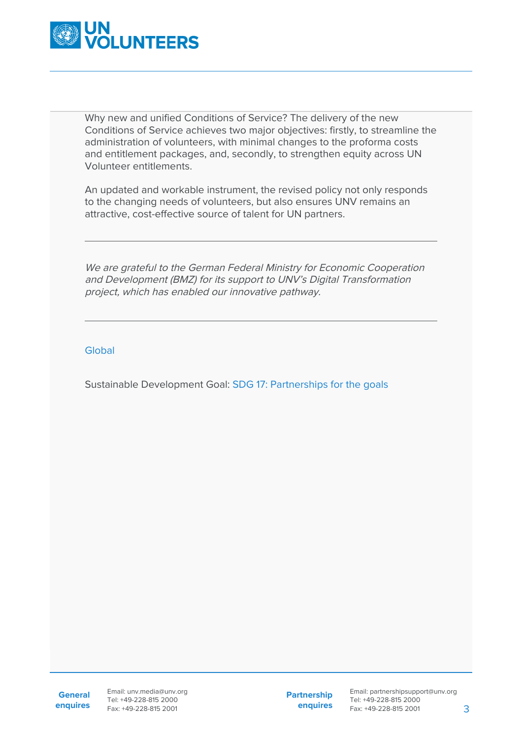Why new and unified Conditions of Service? The delivery of the new Conditions of Service achieves two major objectives: firstly, to streamline the administration of volunteers, with minimal changes to the proforma costs and entitlement packages, and, secondly, to strengthen equity across UN Volunteer entitlements.

An updated and workable instrument, the revised policy not only responds to the changing needs of volunteers, but also ensures UNV remains an attractive, cost-effective source of talent for UN partners.

---

*We are grateful to the German Federal Ministry for Economic Cooperation and Development (BMZ) for its support to UNV's Digital Transformation project, which has enabled our innovative pathway.*

---

Global

Sustainable Development Goal: SDG 17: Partnerships for the goals

**General enquires** Email: unv.media@unv.org Tel: +49-228-815 2000 Fax: +49-228-815 2001

**Partnership enquires** Email: partnershipsupport@unv.org Tel: +49-228-815 2000 Fax: +49-228-815 2001